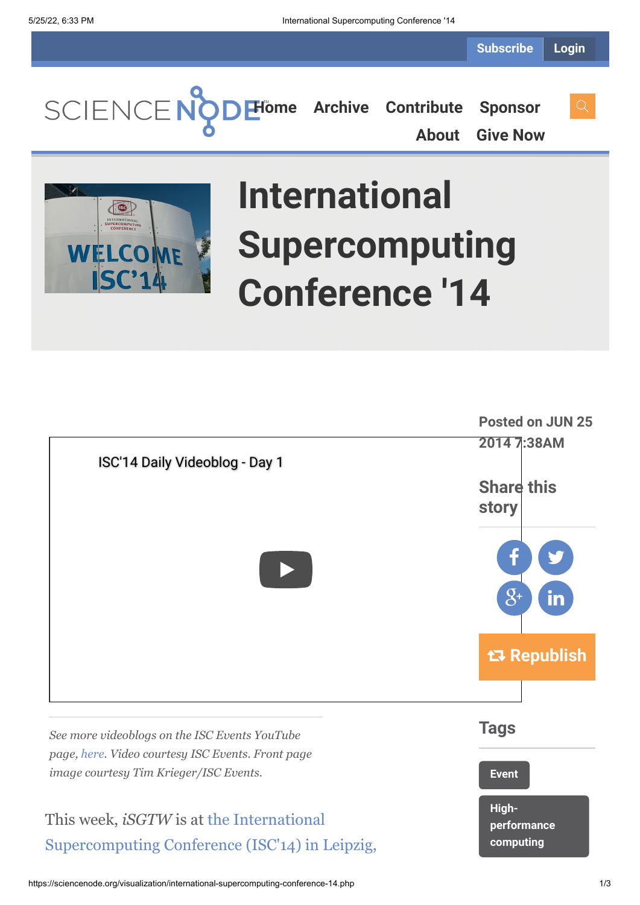Subscribe Login

SCIENCE NODE

Home Archive Contribute Sponsor About Give Now

# International Supercomputing Conference '14

Posted on JUN 25 2014 7:38AM

Share this story

Republish

ISC'14 Daily Videoblog - Day 1

*See more videoblogs on the ISC Events YouTube page, here. Video courtesy ISC Events. Front page image courtesy Tim Krieger/ISC Events.*

## Tags

Event

High-performance computing

This week, *iSGTW* is at the International Supercomputing Conference (ISC'14) in Leipzig,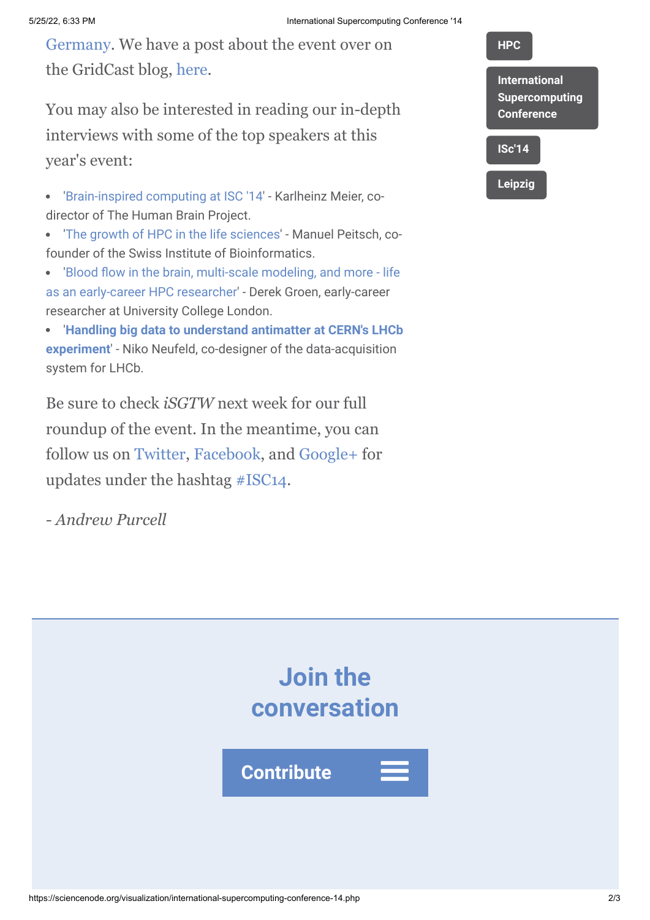Germany. We have a post about the event over on the GridCast blog, here.

You may also be interested in reading our in-depth interviews with some of the top speakers at this year's event:

- 'Brain-inspired computing at ISC '14' - Karlheinz Meier, co-director of The Human Brain Project.
- 'The growth of HPC in the life sciences' - Manuel Peitsch, co-founder of the Swiss Institute of Bioinformatics.
- 'Blood flow in the brain, multi-scale modeling, and more - life as an early-career HPC researcher' - Derek Groen, early-career researcher at University College London.
- '**Handling big data to understand antimatter at CERN's LHCb experiment**' - Niko Neufeld, co-designer of the data-acquisition system for LHCb.

Be sure to check *iSGTW* next week for our full roundup of the event. In the meantime, you can follow us on Twitter, Facebook, and Google+ for updates under the hashtag #ISC14.

*- Andrew Purcell*

HPC

International Supercomputing Conference

ISc'14

Leipzig

## Join the conversation

Contribute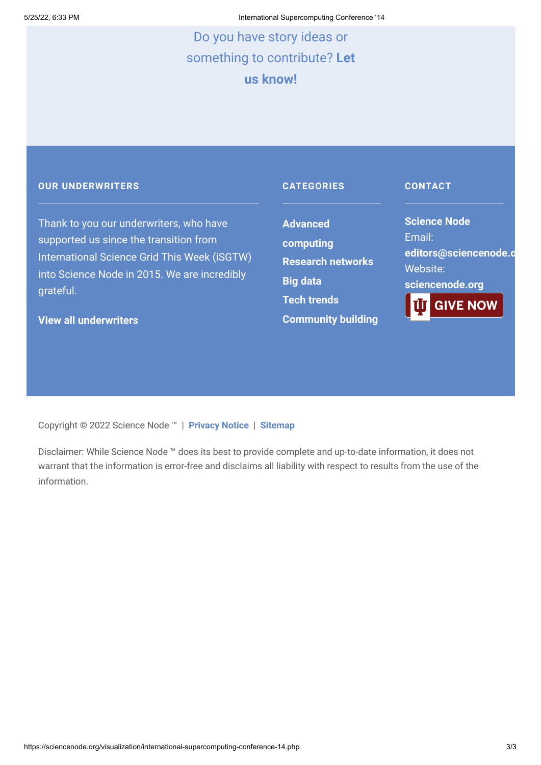Do you have story ideas or something to contribute? **Let us know!**

## OUR UNDERWRITERS

Thank to you our underwriters, who have supported us since the transition from International Science Grid This Week (iSGTW) into Science Node in 2015. We are incredibly grateful.

**View all underwriters**

## CATEGORIES

- **Advanced computing**
- **Research networks**
- **Big data**
- **Tech trends**
- **Community building**

## CONTACT

**Science Node**
Email:
**editors@sciencenode.o**
Website:
**sciencenode.org**

GIVE NOW

Copyright © 2022 Science Node ™ | **Privacy Notice** | **Sitemap**

Disclaimer: While Science Node ™ does its best to provide complete and up-to-date information, it does not warrant that the information is error-free and disclaims all liability with respect to results from the use of the information.